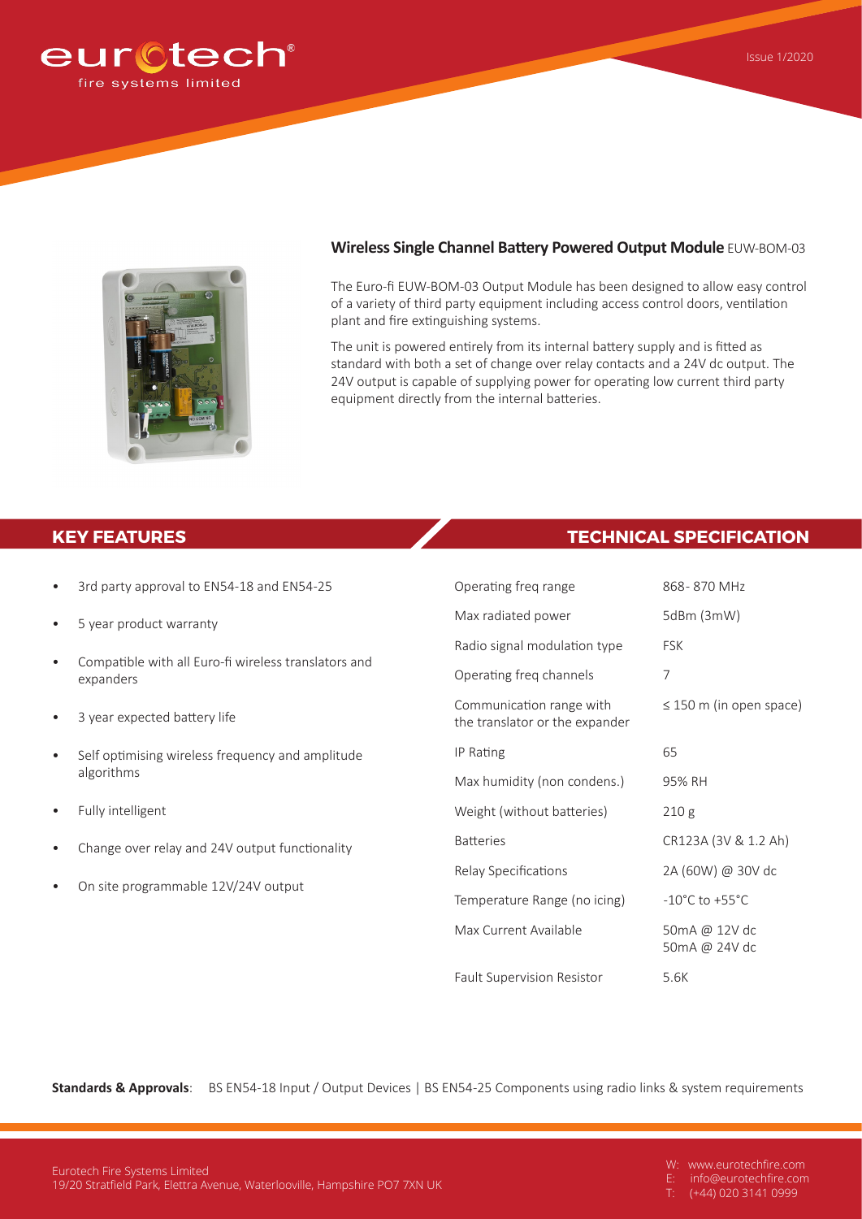eurotech® fire systems limited

Issue 1/2020

## Wireless Single Channel Battery Powered Output Module EUW-BOM-03

The Euro-fi EUW-BOM-03 Output Module has been designed to allow easy control of a variety of third party equipment including access control doors, ventilation plant and fire extinguishing systems.

The unit is powered entirely from its internal battery supply and is fitted as standard with both a set of change over relay contacts and a 24V dc output. The 24V output is capable of supplying power for operating low current third party equipment directly from the internal batteries.

## KEY FEATURES

- 3rd party approval to EN54-18 and EN54-25
- 5 year product warranty
- Compatible with all Euro-fi wireless translators and expanders
- 3 year expected battery life
- Self optimising wireless frequency and amplitude algorithms
- Fully intelligent
- Change over relay and 24V output functionality
- On site programmable 12V/24V output

## TECHNICAL SPECIFICATION

| | |
|---|---|
| Operating freq range | 868- 870 MHz |
| Max radiated power | 5dBm (3mW) |
| Radio signal modulation type | FSK |
| Operating freq channels | 7 |
| Communication range with the translator or the expander | ≤ 150 m (in open space) |
| IP Rating | 65 |
| Max humidity (non condens.) | 95% RH |
| Weight (without batteries) | 210 g |
| Batteries | CR123A (3V & 1.2 Ah) |
| Relay Specifications | 2A (60W) @ 30V dc |
| Temperature Range (no icing) | -10°C to +55°C |
| Max Current Available | 50mA @ 12V dc<br>50mA @ 24V dc |
| Fault Supervision Resistor | 5.6K |

**Standards & Approvals**: BS EN54-18 Input / Output Devices | BS EN54-25 Components using radio links & system requirements

Eurotech Fire Systems Limited
19/20 Stratfield Park, Elettra Avenue, Waterlooville, Hampshire PO7 7XN UK

W: www.eurotechfire.com
E: info@eurotechfire.com
T: (+44) 020 3141 0999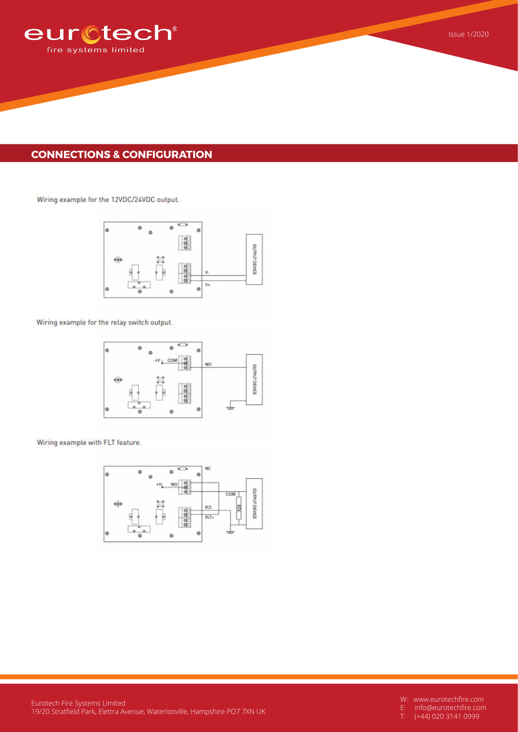## CONNECTIONS & CONFIGURATION

Wiring example for the 12VDC/24VDC output.

V-

V+

OUTPUT DEVICE

Wiring example for the relay switch output.

+V

COM

NO

OUTPUT DEVICE

Wiring example with FLT feature.

NC

+V

NO

COM

FLT-

FLT+

EOL

OUTPUT DEVICE